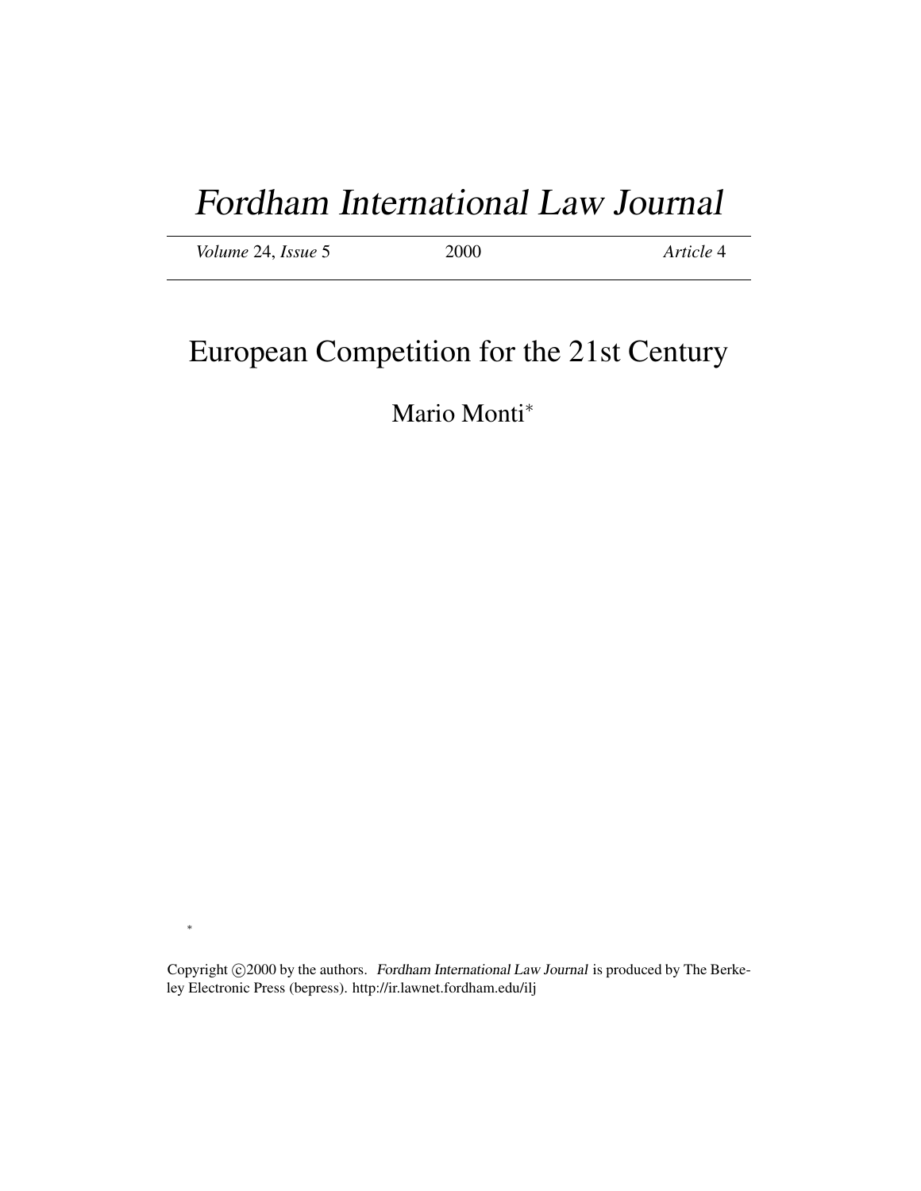# *Fordham International Law Journal*

*Volume* 24, *Issue* 5 2000 *Article* 4

## European Competition for the 21st Century

Mario Monti*

*

Copyright ©2000 by the authors. *Fordham International Law Journal* is produced by The Berkeley Electronic Press (bepress). http://ir.lawnet.fordham.edu/ilj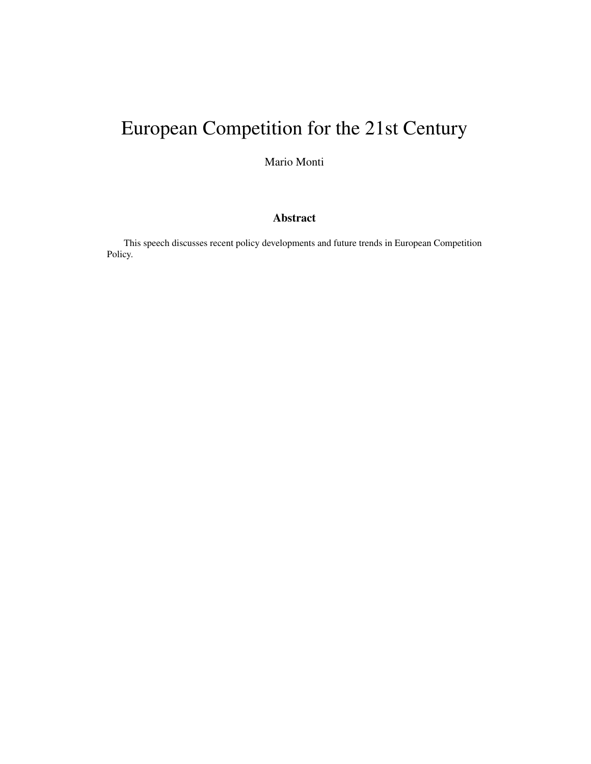# European Competition for the 21st Century

Mario Monti

### Abstract

This speech discusses recent policy developments and future trends in European Competition Policy.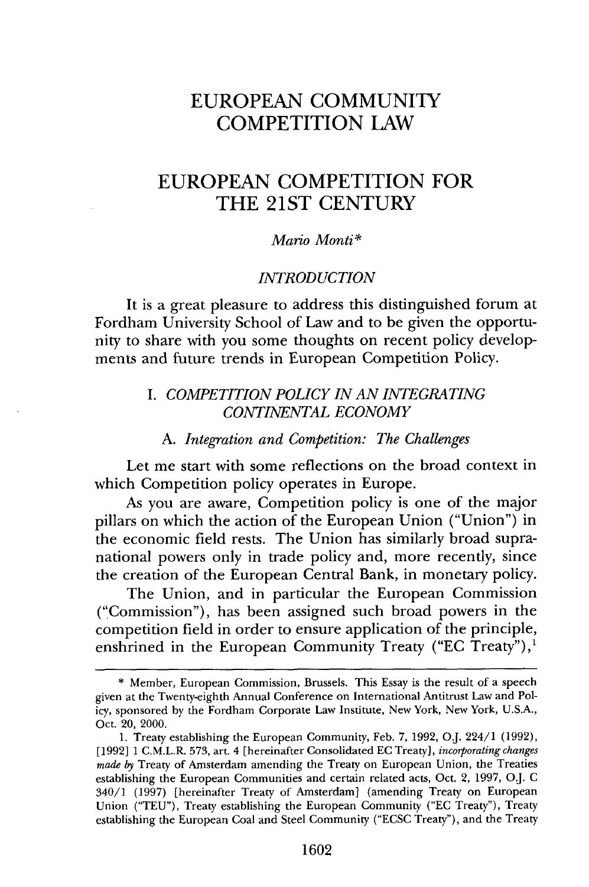# EUROPEAN COMMUNITY COMPETITION LAW

# EUROPEAN COMPETITION FOR THE 21ST CENTURY

*Mario Monti**

## *INTRODUCTION*

It is a great pleasure to address this distinguished forum at Fordham University School of Law and to be given the opportunity to share with you some thoughts on recent policy developments and future trends in European Competition Policy.

## I. *COMPETITION POLICY IN AN INTEGRATING CONTINENTAL ECONOMY*

### A. *Integration and Competition: The Challenges*

Let me start with some reflections on the broad context in which Competition policy operates in Europe.

As you are aware, Competition policy is one of the major pillars on which the action of the European Union ("Union") in the economic field rests. The Union has similarly broad supranational powers only in trade policy and, more recently, since the creation of the European Central Bank, in monetary policy.

The Union, and in particular the European Commission ("Commission"), has been assigned such broad powers in the competition field in order to ensure application of the principle, enshrined in the European Community Treaty ("EC Treaty"),[1]

---

\* Member, European Commission, Brussels. This Essay is the result of a speech given at the Twenty-eighth Annual Conference on International Antitrust Law and Policy, sponsored by the Fordham Corporate Law Institute, New York, New York, U.S.A., Oct. 20, 2000.

1. Treaty establishing the European Community, Feb. 7, 1992, O.J. 224/1 (1992), [1992] 1 C.M.L.R. 573, art. 4 [hereinafter Consolidated EC Treaty], *incorporating changes made by* Treaty of Amsterdam amending the Treaty on European Union, the Treaties establishing the European Communities and certain related acts, Oct. 2, 1997, O.J. C 340/1 (1997) [hereinafter Treaty of Amsterdam] (amending Treaty on European Union ("TEU"), Treaty establishing the European Community ("EC Treaty"), Treaty establishing the European Coal and Steel Community ("ECSC Treaty"), and the Treaty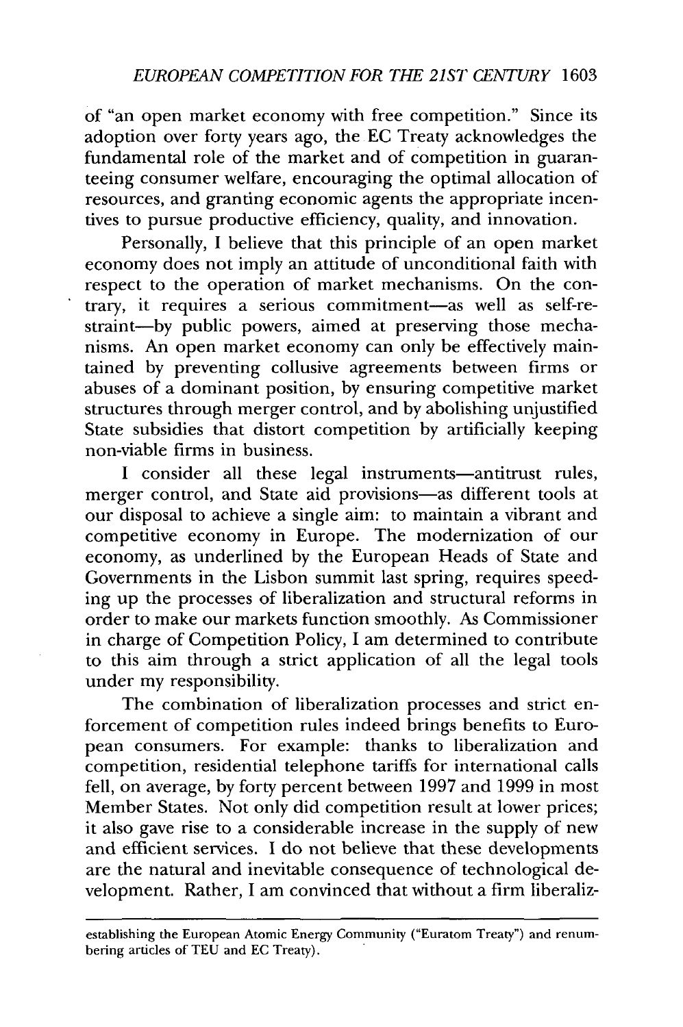of "an open market economy with free competition." Since its adoption over forty years ago, the EC Treaty acknowledges the fundamental role of the market and of competition in guaranteeing consumer welfare, encouraging the optimal allocation of resources, and granting economic agents the appropriate incentives to pursue productive efficiency, quality, and innovation.

Personally, I believe that this principle of an open market economy does not imply an attitude of unconditional faith with respect to the operation of market mechanisms. On the contrary, it requires a serious commitment—as well as self-restraint—by public powers, aimed at preserving those mechanisms. An open market economy can only be effectively maintained by preventing collusive agreements between firms or abuses of a dominant position, by ensuring competitive market structures through merger control, and by abolishing unjustified State subsidies that distort competition by artificially keeping non-viable firms in business.

I consider all these legal instruments—antitrust rules, merger control, and State aid provisions—as different tools at our disposal to achieve a single aim: to maintain a vibrant and competitive economy in Europe. The modernization of our economy, as underlined by the European Heads of State and Governments in the Lisbon summit last spring, requires speeding up the processes of liberalization and structural reforms in order to make our markets function smoothly. As Commissioner in charge of Competition Policy, I am determined to contribute to this aim through a strict application of all the legal tools under my responsibility.

The combination of liberalization processes and strict enforcement of competition rules indeed brings benefits to European consumers. For example: thanks to liberalization and competition, residential telephone tariffs for international calls fell, on average, by forty percent between 1997 and 1999 in most Member States. Not only did competition result at lower prices; it also gave rise to a considerable increase in the supply of new and efficient services. I do not believe that these developments are the natural and inevitable consequence of technological development. Rather, I am convinced that without a firm liberaliz-

---

establishing the European Atomic Energy Community ("Euratom Treaty") and renumbering articles of TEU and EC Treaty).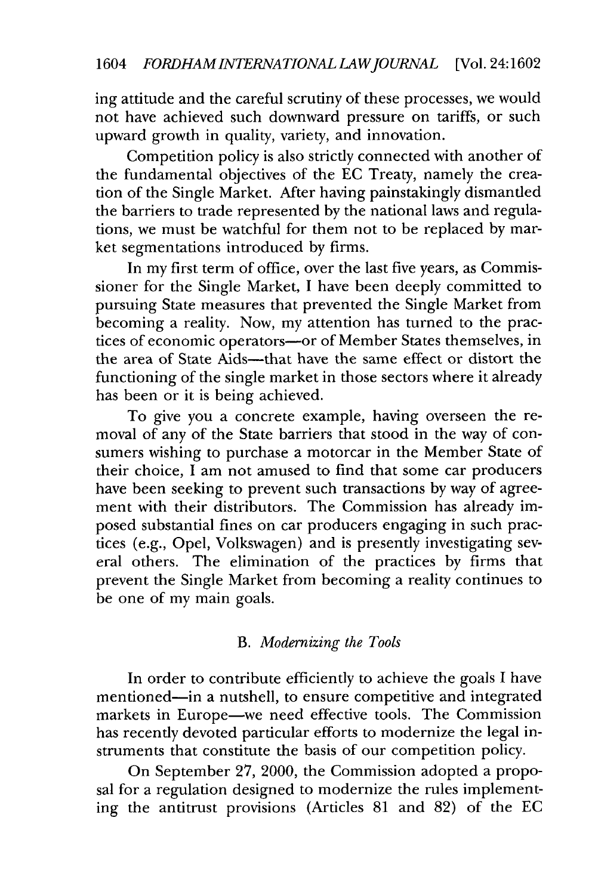ing attitude and the careful scrutiny of these processes, we would not have achieved such downward pressure on tariffs, or such upward growth in quality, variety, and innovation.

Competition policy is also strictly connected with another of the fundamental objectives of the EC Treaty, namely the creation of the Single Market. After having painstakingly dismantled the barriers to trade represented by the national laws and regulations, we must be watchful for them not to be replaced by market segmentations introduced by firms.

In my first term of office, over the last five years, as Commissioner for the Single Market, I have been deeply committed to pursuing State measures that prevented the Single Market from becoming a reality. Now, my attention has turned to the practices of economic operators—or of Member States themselves, in the area of State Aids—that have the same effect or distort the functioning of the single market in those sectors where it already has been or it is being achieved.

To give you a concrete example, having overseen the removal of any of the State barriers that stood in the way of consumers wishing to purchase a motorcar in the Member State of their choice, I am not amused to find that some car producers have been seeking to prevent such transactions by way of agreement with their distributors. The Commission has already imposed substantial fines on car producers engaging in such practices (e.g., Opel, Volkswagen) and is presently investigating several others. The elimination of the practices by firms that prevent the Single Market from becoming a reality continues to be one of my main goals.

### B. *Modernizing the Tools*

In order to contribute efficiently to achieve the goals I have mentioned—in a nutshell, to ensure competitive and integrated markets in Europe—we need effective tools. The Commission has recently devoted particular efforts to modernize the legal instruments that constitute the basis of our competition policy.

On September 27, 2000, the Commission adopted a proposal for a regulation designed to modernize the rules implementing the antitrust provisions (Articles 81 and 82) of the EC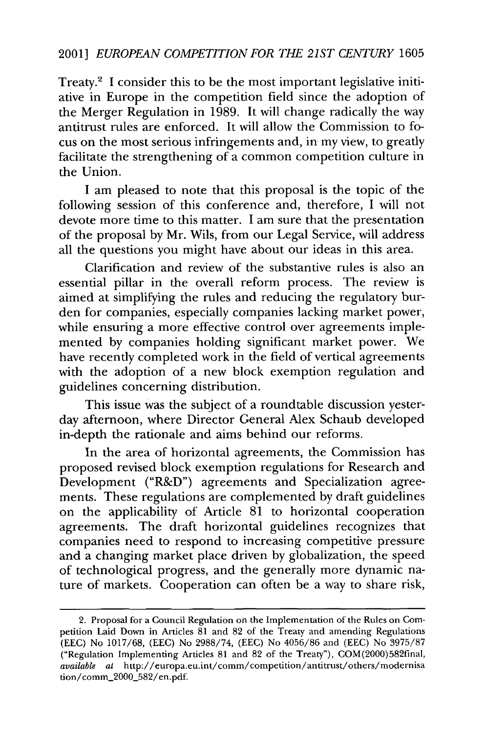Treaty.[2] I consider this to be the most important legislative initiative in Europe in the competition field since the adoption of the Merger Regulation in 1989. It will change radically the way antitrust rules are enforced. It will allow the Commission to focus on the most serious infringements and, in my view, to greatly facilitate the strengthening of a common competition culture in the Union.

I am pleased to note that this proposal is the topic of the following session of this conference and, therefore, I will not devote more time to this matter. I am sure that the presentation of the proposal by Mr. Wils, from our Legal Service, will address all the questions you might have about our ideas in this area.

Clarification and review of the substantive rules is also an essential pillar in the overall reform process. The review is aimed at simplifying the rules and reducing the regulatory burden for companies, especially companies lacking market power, while ensuring a more effective control over agreements implemented by companies holding significant market power. We have recently completed work in the field of vertical agreements with the adoption of a new block exemption regulation and guidelines concerning distribution.

This issue was the subject of a roundtable discussion yesterday afternoon, where Director General Alex Schaub developed in-depth the rationale and aims behind our reforms.

In the area of horizontal agreements, the Commission has proposed revised block exemption regulations for Research and Development ("R&D") agreements and Specialization agreements. These regulations are complemented by draft guidelines on the applicability of Article 81 to horizontal cooperation agreements. The draft horizontal guidelines recognizes that companies need to respond to increasing competitive pressure and a changing market place driven by globalization, the speed of technological progress, and the generally more dynamic nature of markets. Cooperation can often be a way to share risk,

---

2. Proposal for a Council Regulation on the Implementation of the Rules on Competition Laid Down in Articles 81 and 82 of the Treaty and amending Regulations (EEC) No 1017/68, (EEC) No 2988/74, (EEC) No 4056/86 and (EEC) No 3975/87 ("Regulation Implementing Articles 81 and 82 of the Treaty"), COM(2000)582final, *available at* http://europa.eu.int/comm/competition/antitrust/others/modernisation/comm_2000_582/en.pdf.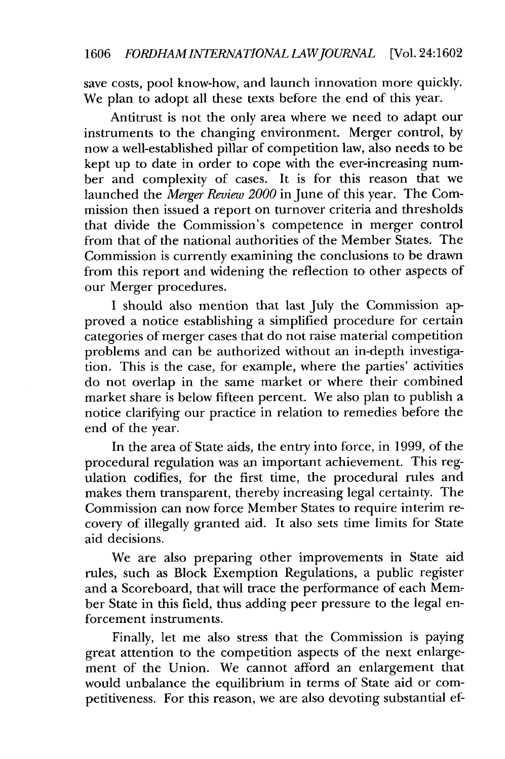save costs, pool know-how, and launch innovation more quickly. We plan to adopt all these texts before the end of this year.

Antitrust is not the only area where we need to adapt our instruments to the changing environment. Merger control, by now a well-established pillar of competition law, also needs to be kept up to date in order to cope with the ever-increasing number and complexity of cases. It is for this reason that we launched the *Merger Review 2000* in June of this year. The Commission then issued a report on turnover criteria and thresholds that divide the Commission's competence in merger control from that of the national authorities of the Member States. The Commission is currently examining the conclusions to be drawn from this report and widening the reflection to other aspects of our Merger procedures.

I should also mention that last July the Commission approved a notice establishing a simplified procedure for certain categories of merger cases that do not raise material competition problems and can be authorized without an in-depth investigation. This is the case, for example, where the parties' activities do not overlap in the same market or where their combined market share is below fifteen percent. We also plan to publish a notice clarifying our practice in relation to remedies before the end of the year.

In the area of State aids, the entry into force, in 1999, of the procedural regulation was an important achievement. This regulation codifies, for the first time, the procedural rules and makes them transparent, thereby increasing legal certainty. The Commission can now force Member States to require interim recovery of illegally granted aid. It also sets time limits for State aid decisions.

We are also preparing other improvements in State aid rules, such as Block Exemption Regulations, a public register and a Scoreboard, that will trace the performance of each Member State in this field, thus adding peer pressure to the legal enforcement instruments.

Finally, let me also stress that the Commission is paying great attention to the competition aspects of the next enlargement of the Union. We cannot afford an enlargement that would unbalance the equilibrium in terms of State aid or competitiveness. For this reason, we are also devoting substantial ef-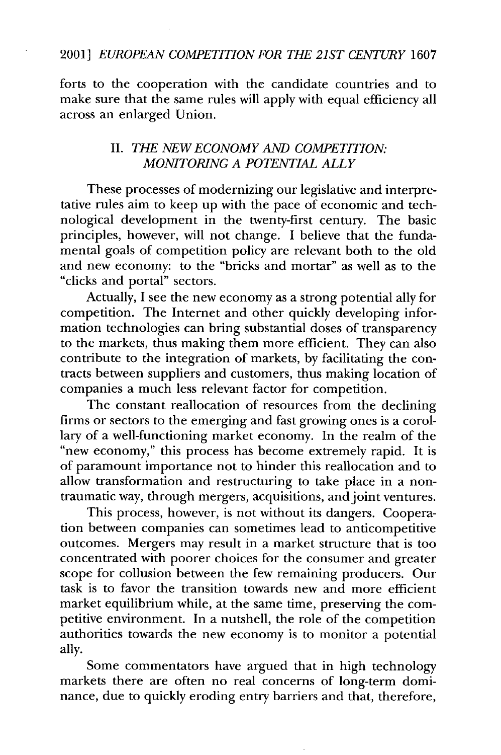forts to the cooperation with the candidate countries and to make sure that the same rules will apply with equal efficiency all across an enlarged Union.

## II. *THE NEW ECONOMY AND COMPETITION: MONITORING A POTENTIAL ALLY*

These processes of modernizing our legislative and interpretative rules aim to keep up with the pace of economic and technological development in the twenty-first century. The basic principles, however, will not change. I believe that the fundamental goals of competition policy are relevant both to the old and new economy: to the "bricks and mortar" as well as to the "clicks and portal" sectors.

Actually, I see the new economy as a strong potential ally for competition. The Internet and other quickly developing information technologies can bring substantial doses of transparency to the markets, thus making them more efficient. They can also contribute to the integration of markets, by facilitating the contracts between suppliers and customers, thus making location of companies a much less relevant factor for competition.

The constant reallocation of resources from the declining firms or sectors to the emerging and fast growing ones is a corollary of a well-functioning market economy. In the realm of the "new economy," this process has become extremely rapid. It is of paramount importance not to hinder this reallocation and to allow transformation and restructuring to take place in a non-traumatic way, through mergers, acquisitions, and joint ventures.

This process, however, is not without its dangers. Cooperation between companies can sometimes lead to anticompetitive outcomes. Mergers may result in a market structure that is too concentrated with poorer choices for the consumer and greater scope for collusion between the few remaining producers. Our task is to favor the transition towards new and more efficient market equilibrium while, at the same time, preserving the competitive environment. In a nutshell, the role of the competition authorities towards the new economy is to monitor a potential ally.

Some commentators have argued that in high technology markets there are often no real concerns of long-term dominance, due to quickly eroding entry barriers and that, therefore,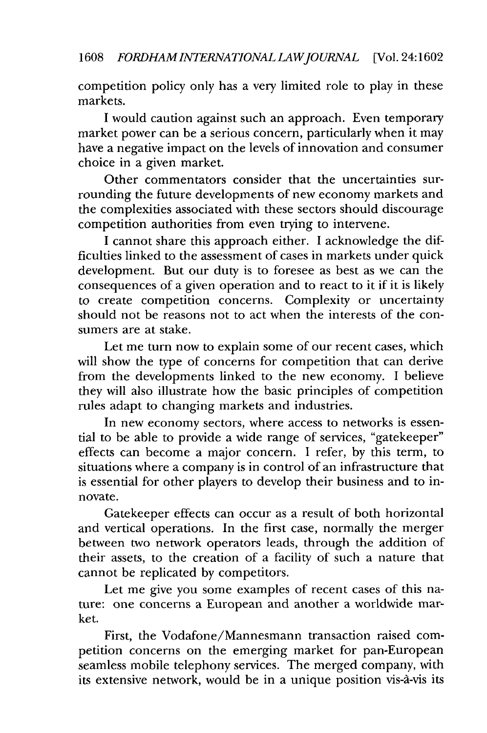competition policy only has a very limited role to play in these markets.

I would caution against such an approach. Even temporary market power can be a serious concern, particularly when it may have a negative impact on the levels of innovation and consumer choice in a given market.

Other commentators consider that the uncertainties surrounding the future developments of new economy markets and the complexities associated with these sectors should discourage competition authorities from even trying to intervene.

I cannot share this approach either. I acknowledge the difficulties linked to the assessment of cases in markets under quick development. But our duty is to foresee as best as we can the consequences of a given operation and to react to it if it is likely to create competition concerns. Complexity or uncertainty should not be reasons not to act when the interests of the consumers are at stake.

Let me turn now to explain some of our recent cases, which will show the type of concerns for competition that can derive from the developments linked to the new economy. I believe they will also illustrate how the basic principles of competition rules adapt to changing markets and industries.

In new economy sectors, where access to networks is essential to be able to provide a wide range of services, "gatekeeper" effects can become a major concern. I refer, by this term, to situations where a company is in control of an infrastructure that is essential for other players to develop their business and to innovate.

Gatekeeper effects can occur as a result of both horizontal and vertical operations. In the first case, normally the merger between two network operators leads, through the addition of their assets, to the creation of a facility of such a nature that cannot be replicated by competitors.

Let me give you some examples of recent cases of this nature: one concerns a European and another a worldwide market.

First, the Vodafone/Mannesmann transaction raised competition concerns on the emerging market for pan-European seamless mobile telephony services. The merged company, with its extensive network, would be in a unique position vis-à-vis its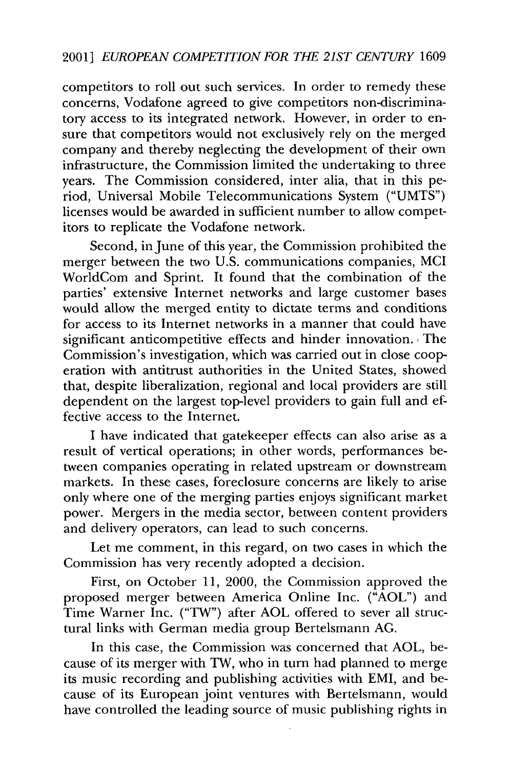competitors to roll out such services. In order to remedy these concerns, Vodafone agreed to give competitors non-discriminatory access to its integrated network. However, in order to ensure that competitors would not exclusively rely on the merged company and thereby neglecting the development of their own infrastructure, the Commission limited the undertaking to three years. The Commission considered, inter alia, that in this period, Universal Mobile Telecommunications System ("UMTS") licenses would be awarded in sufficient number to allow competitors to replicate the Vodafone network.

Second, in June of this year, the Commission prohibited the merger between the two U.S. communications companies, MCI WorldCom and Sprint. It found that the combination of the parties' extensive Internet networks and large customer bases would allow the merged entity to dictate terms and conditions for access to its Internet networks in a manner that could have significant anticompetitive effects and hinder innovation. The Commission's investigation, which was carried out in close cooperation with antitrust authorities in the United States, showed that, despite liberalization, regional and local providers are still dependent on the largest top-level providers to gain full and effective access to the Internet.

I have indicated that gatekeeper effects can also arise as a result of vertical operations; in other words, performances between companies operating in related upstream or downstream markets. In these cases, foreclosure concerns are likely to arise only where one of the merging parties enjoys significant market power. Mergers in the media sector, between content providers and delivery operators, can lead to such concerns.

Let me comment, in this regard, on two cases in which the Commission has very recently adopted a decision.

First, on October 11, 2000, the Commission approved the proposed merger between America Online Inc. ("AOL") and Time Warner Inc. ("TW") after AOL offered to sever all structural links with German media group Bertelsmann AG.

In this case, the Commission was concerned that AOL, because of its merger with TW, who in turn had planned to merge its music recording and publishing activities with EMI, and because of its European joint ventures with Bertelsmann, would have controlled the leading source of music publishing rights in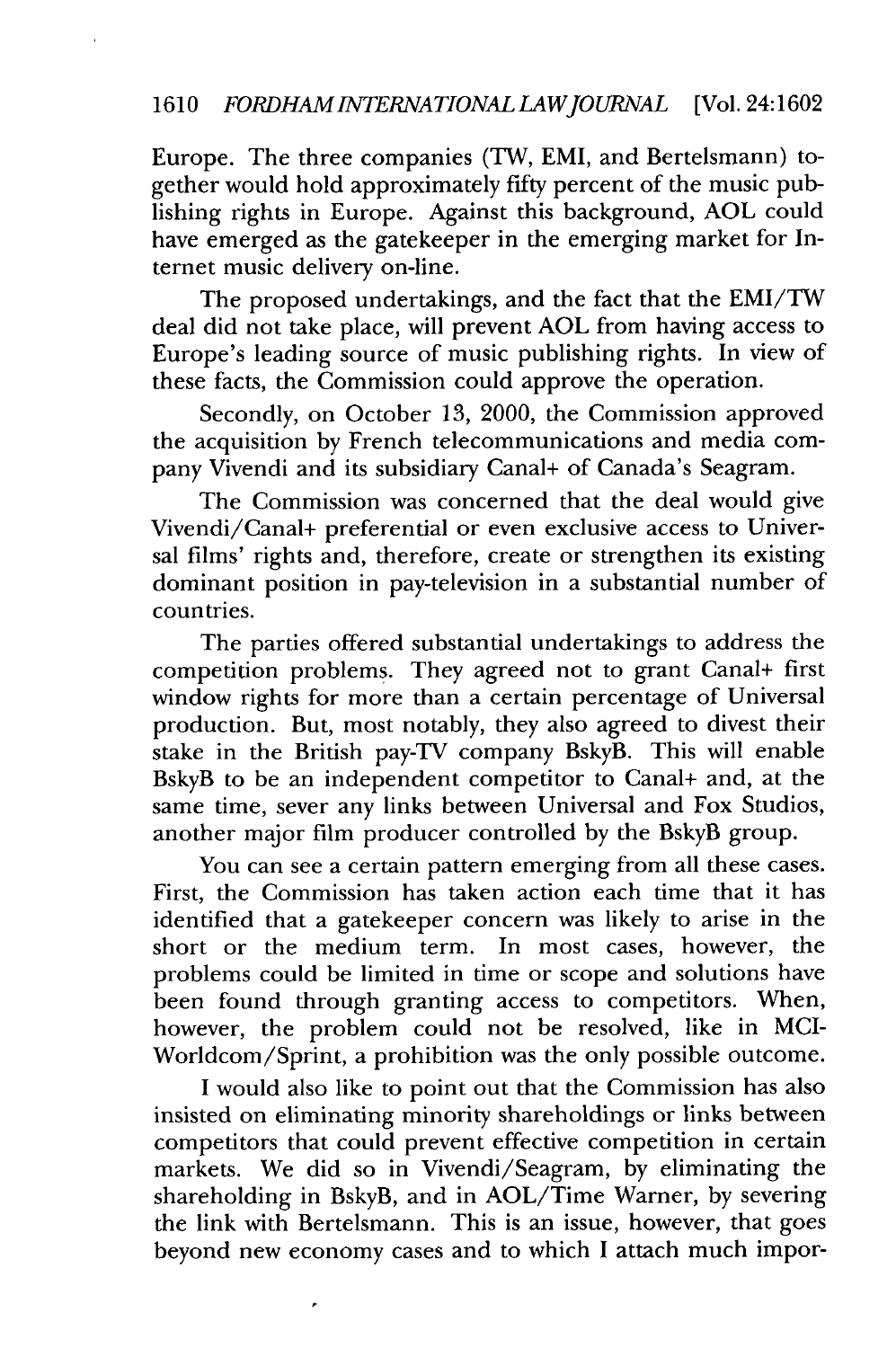Europe. The three companies (TW, EMI, and Bertelsmann) together would hold approximately fifty percent of the music publishing rights in Europe. Against this background, AOL could have emerged as the gatekeeper in the emerging market for Internet music delivery on-line.

The proposed undertakings, and the fact that the EMI/TW deal did not take place, will prevent AOL from having access to Europe's leading source of music publishing rights. In view of these facts, the Commission could approve the operation.

Secondly, on October 13, 2000, the Commission approved the acquisition by French telecommunications and media company Vivendi and its subsidiary Canal+ of Canada's Seagram.

The Commission was concerned that the deal would give Vivendi/Canal+ preferential or even exclusive access to Universal films' rights and, therefore, create or strengthen its existing dominant position in pay-television in a substantial number of countries.

The parties offered substantial undertakings to address the competition problems. They agreed not to grant Canal+ first window rights for more than a certain percentage of Universal production. But, most notably, they also agreed to divest their stake in the British pay-TV company BskyB. This will enable BskyB to be an independent competitor to Canal+ and, at the same time, sever any links between Universal and Fox Studios, another major film producer controlled by the BskyB group.

You can see a certain pattern emerging from all these cases. First, the Commission has taken action each time that it has identified that a gatekeeper concern was likely to arise in the short or the medium term. In most cases, however, the problems could be limited in time or scope and solutions have been found through granting access to competitors. When, however, the problem could not be resolved, like in MCI-Worldcom/Sprint, a prohibition was the only possible outcome.

I would also like to point out that the Commission has also insisted on eliminating minority shareholdings or links between competitors that could prevent effective competition in certain markets. We did so in Vivendi/Seagram, by eliminating the shareholding in BskyB, and in AOL/Time Warner, by severing the link with Bertelsmann. This is an issue, however, that goes beyond new economy cases and to which I attach much impor-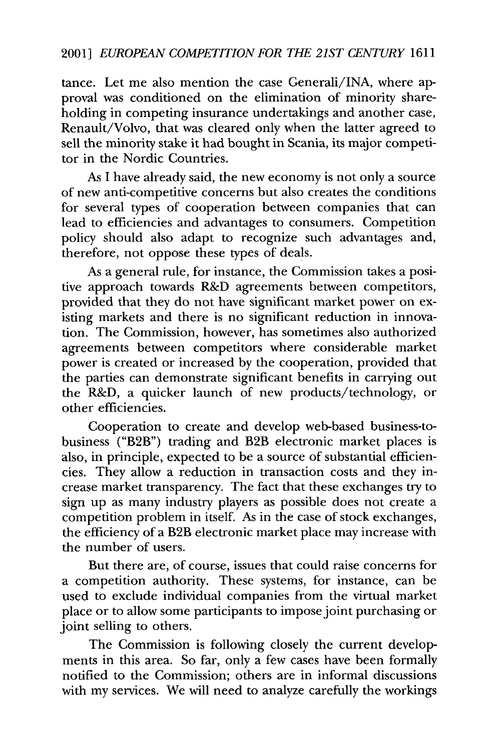tance. Let me also mention the case Generali/INA, where approval was conditioned on the elimination of minority shareholding in competing insurance undertakings and another case, Renault/Volvo, that was cleared only when the latter agreed to sell the minority stake it had bought in Scania, its major competitor in the Nordic Countries.

As I have already said, the new economy is not only a source of new anti-competitive concerns but also creates the conditions for several types of cooperation between companies that can lead to efficiencies and advantages to consumers. Competition policy should also adapt to recognize such advantages and, therefore, not oppose these types of deals.

As a general rule, for instance, the Commission takes a positive approach towards R&D agreements between competitors, provided that they do not have significant market power on existing markets and there is no significant reduction in innovation. The Commission, however, has sometimes also authorized agreements between competitors where considerable market power is created or increased by the cooperation, provided that the parties can demonstrate significant benefits in carrying out the R&D, a quicker launch of new products/technology, or other efficiencies.

Cooperation to create and develop web-based business-to-business ("B2B") trading and B2B electronic market places is also, in principle, expected to be a source of substantial efficiencies. They allow a reduction in transaction costs and they increase market transparency. The fact that these exchanges try to sign up as many industry players as possible does not create a competition problem in itself. As in the case of stock exchanges, the efficiency of a B2B electronic market place may increase with the number of users.

But there are, of course, issues that could raise concerns for a competition authority. These systems, for instance, can be used to exclude individual companies from the virtual market place or to allow some participants to impose joint purchasing or joint selling to others.

The Commission is following closely the current developments in this area. So far, only a few cases have been formally notified to the Commission; others are in informal discussions with my services. We will need to analyze carefully the workings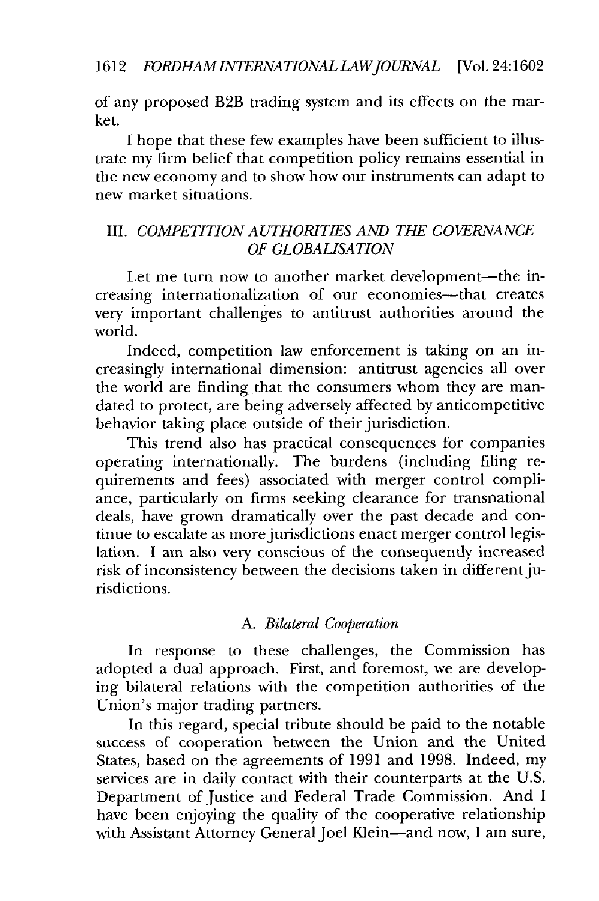of any proposed B2B trading system and its effects on the market.

I hope that these few examples have been sufficient to illustrate my firm belief that competition policy remains essential in the new economy and to show how our instruments can adapt to new market situations.

## III. *COMPETITION AUTHORITIES AND THE GOVERNANCE OF GLOBALISATION*

Let me turn now to another market development—the increasing internationalization of our economies—that creates very important challenges to antitrust authorities around the world.

Indeed, competition law enforcement is taking on an increasingly international dimension: antitrust agencies all over the world are finding that the consumers whom they are mandated to protect, are being adversely affected by anticompetitive behavior taking place outside of their jurisdiction.

This trend also has practical consequences for companies operating internationally. The burdens (including filing requirements and fees) associated with merger control compliance, particularly on firms seeking clearance for transnational deals, have grown dramatically over the past decade and continue to escalate as more jurisdictions enact merger control legislation. I am also very conscious of the consequently increased risk of inconsistency between the decisions taken in different jurisdictions.

### A. *Bilateral Cooperation*

In response to these challenges, the Commission has adopted a dual approach. First, and foremost, we are developing bilateral relations with the competition authorities of the Union's major trading partners.

In this regard, special tribute should be paid to the notable success of cooperation between the Union and the United States, based on the agreements of 1991 and 1998. Indeed, my services are in daily contact with their counterparts at the U.S. Department of Justice and Federal Trade Commission. And I have been enjoying the quality of the cooperative relationship with Assistant Attorney General Joel Klein—and now, I am sure,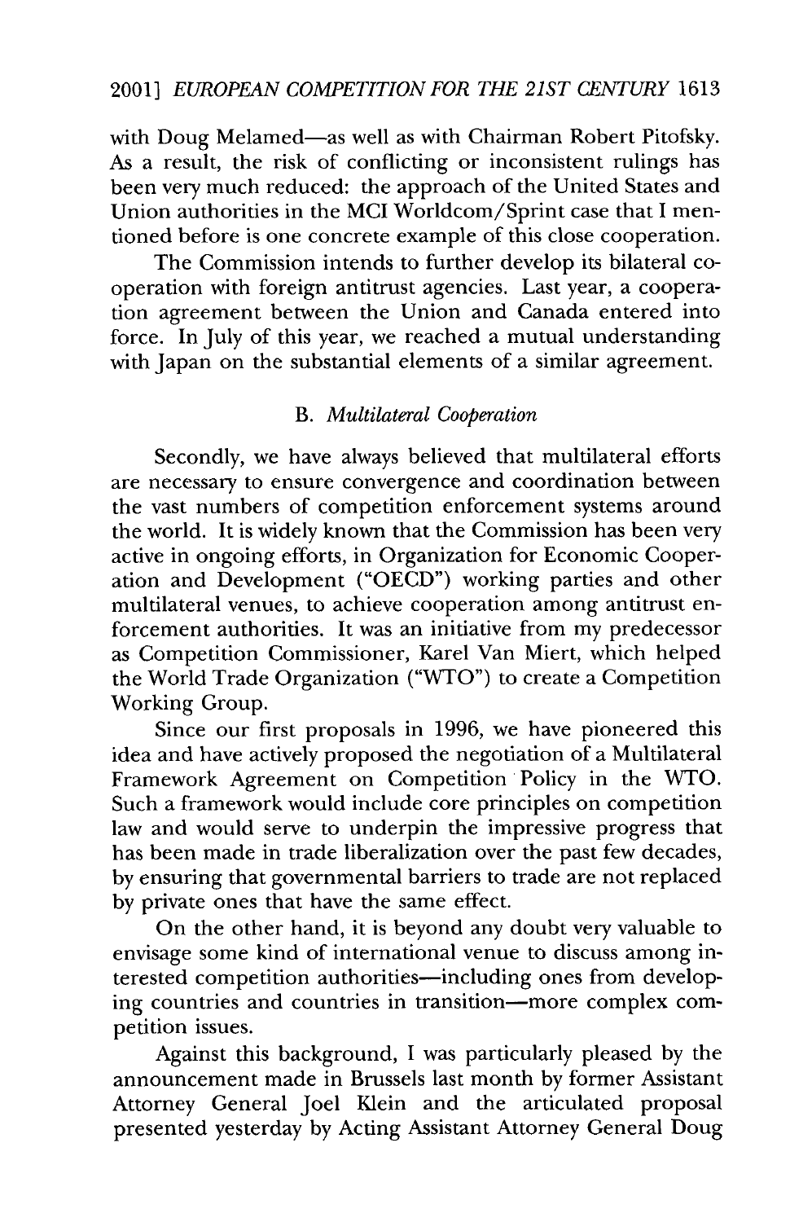with Doug Melamed—as well as with Chairman Robert Pitofsky. As a result, the risk of conflicting or inconsistent rulings has been very much reduced: the approach of the United States and Union authorities in the MCI Worldcom/Sprint case that I mentioned before is one concrete example of this close cooperation.

The Commission intends to further develop its bilateral cooperation with foreign antitrust agencies. Last year, a cooperation agreement between the Union and Canada entered into force. In July of this year, we reached a mutual understanding with Japan on the substantial elements of a similar agreement.

### B. *Multilateral Cooperation*

Secondly, we have always believed that multilateral efforts are necessary to ensure convergence and coordination between the vast numbers of competition enforcement systems around the world. It is widely known that the Commission has been very active in ongoing efforts, in Organization for Economic Cooperation and Development ("OECD") working parties and other multilateral venues, to achieve cooperation among antitrust enforcement authorities. It was an initiative from my predecessor as Competition Commissioner, Karel Van Miert, which helped the World Trade Organization ("WTO") to create a Competition Working Group.

Since our first proposals in 1996, we have pioneered this idea and have actively proposed the negotiation of a Multilateral Framework Agreement on Competition Policy in the WTO. Such a framework would include core principles on competition law and would serve to underpin the impressive progress that has been made in trade liberalization over the past few decades, by ensuring that governmental barriers to trade are not replaced by private ones that have the same effect.

On the other hand, it is beyond any doubt very valuable to envisage some kind of international venue to discuss among interested competition authorities—including ones from developing countries and countries in transition—more complex competition issues.

Against this background, I was particularly pleased by the announcement made in Brussels last month by former Assistant Attorney General Joel Klein and the articulated proposal presented yesterday by Acting Assistant Attorney General Doug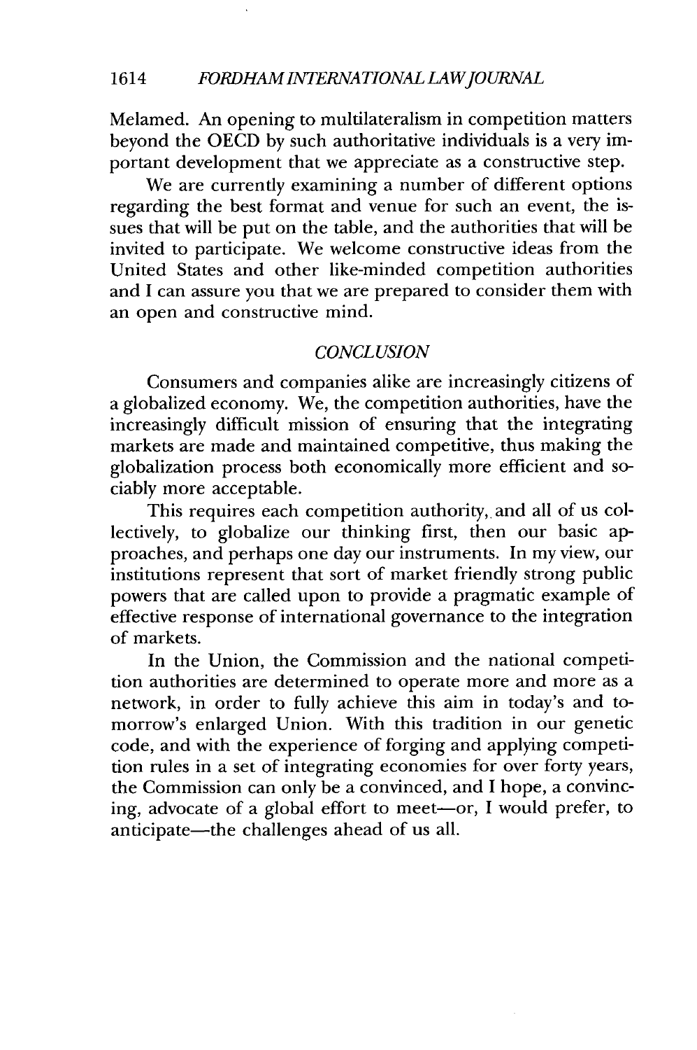Melamed. An opening to multilateralism in competition matters beyond the OECD by such authoritative individuals is a very important development that we appreciate as a constructive step.

We are currently examining a number of different options regarding the best format and venue for such an event, the issues that will be put on the table, and the authorities that will be invited to participate. We welcome constructive ideas from the United States and other like-minded competition authorities and I can assure you that we are prepared to consider them with an open and constructive mind.

## *CONCLUSION*

Consumers and companies alike are increasingly citizens of a globalized economy. We, the competition authorities, have the increasingly difficult mission of ensuring that the integrating markets are made and maintained competitive, thus making the globalization process both economically more efficient and sociably more acceptable.

This requires each competition authority, and all of us collectively, to globalize our thinking first, then our basic approaches, and perhaps one day our instruments. In my view, our institutions represent that sort of market friendly strong public powers that are called upon to provide a pragmatic example of effective response of international governance to the integration of markets.

In the Union, the Commission and the national competition authorities are determined to operate more and more as a network, in order to fully achieve this aim in today's and tomorrow's enlarged Union. With this tradition in our genetic code, and with the experience of forging and applying competition rules in a set of integrating economies for over forty years, the Commission can only be a convinced, and I hope, a convincing, advocate of a global effort to meet—or, I would prefer, to anticipate—the challenges ahead of us all.